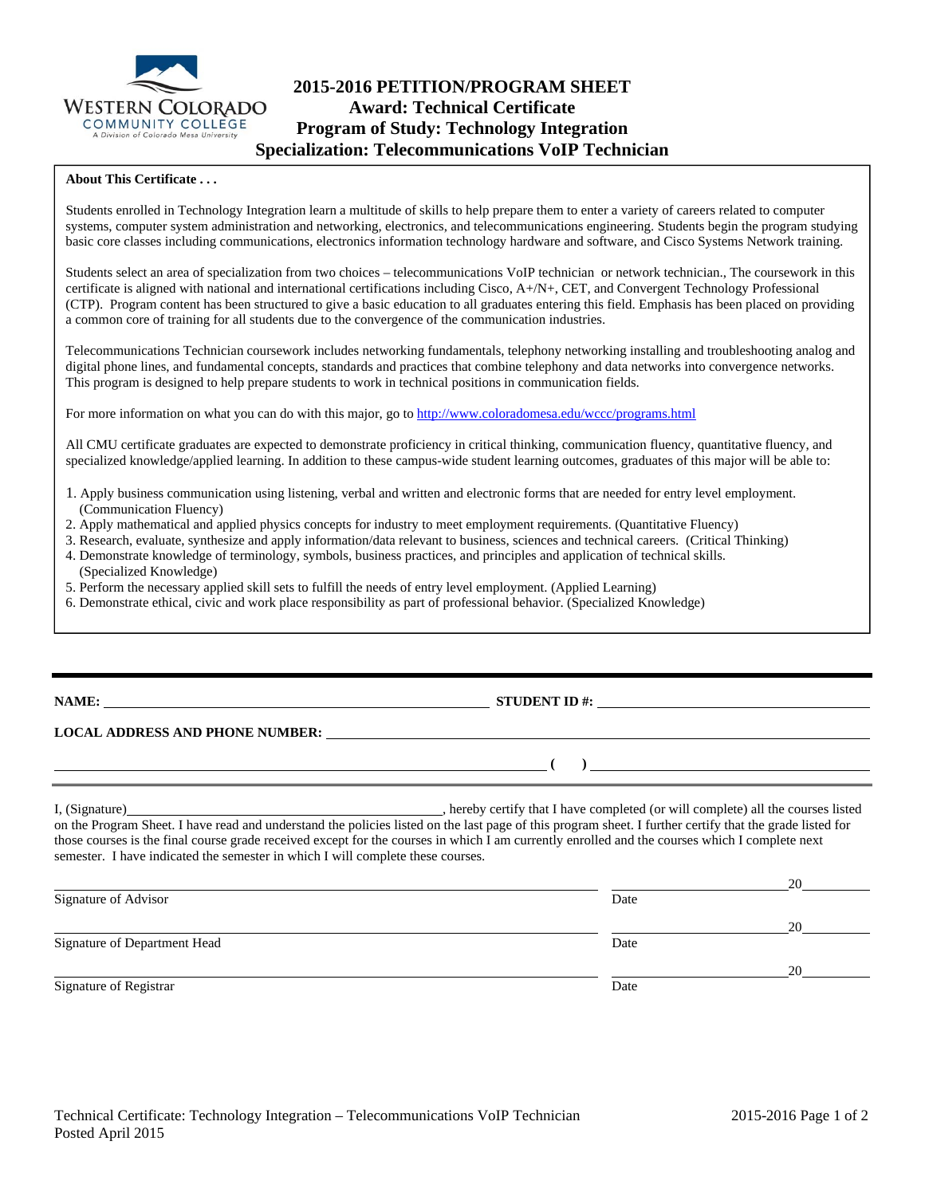# 2015-2016 PETITION/PROGRAM SHEET
## Award: Technical Certificate
## Program of Study: Technology Integration
## Specialization: Telecommunications VoIP Technician

**About This Certificate . . .**

Students enrolled in Technology Integration learn a multitude of skills to help prepare them to enter a variety of careers related to computer systems, computer system administration and networking, electronics, and telecommunications engineering. Students begin the program studying basic core classes including communications, electronics information technology hardware and software, and Cisco Systems Network training.

Students select an area of specialization from two choices – telecommunications VoIP technician or network technician., The coursework in this certificate is aligned with national and international certifications including Cisco, A+/N+, CET, and Convergent Technology Professional (CTP). Program content has been structured to give a basic education to all graduates entering this field. Emphasis has been placed on providing a common core of training for all students due to the convergence of the communication industries.

Telecommunications Technician coursework includes networking fundamentals, telephony networking installing and troubleshooting analog and digital phone lines, and fundamental concepts, standards and practices that combine telephony and data networks into convergence networks. This program is designed to help prepare students to work in technical positions in communication fields.

For more information on what you can do with this major, go to http://www.coloradomesa.edu/wccc/programs.html

All CMU certificate graduates are expected to demonstrate proficiency in critical thinking, communication fluency, quantitative fluency, and specialized knowledge/applied learning. In addition to these campus-wide student learning outcomes, graduates of this major will be able to:

1. Apply business communication using listening, verbal and written and electronic forms that are needed for entry level employment. (Communication Fluency)
2. Apply mathematical and applied physics concepts for industry to meet employment requirements. (Quantitative Fluency)
3. Research, evaluate, synthesize and apply information/data relevant to business, sciences and technical careers. (Critical Thinking)
4. Demonstrate knowledge of terminology, symbols, business practices, and principles and application of technical skills. (Specialized Knowledge)
5. Perform the necessary applied skill sets to fulfill the needs of entry level employment. (Applied Learning)
6. Demonstrate ethical, civic and work place responsibility as part of professional behavior. (Specialized Knowledge)

---

**NAME:** ______________________________ **STUDENT ID #:** ______________________

**LOCAL ADDRESS AND PHONE NUMBER:** ______________________________

______________________________ ( ) ______________________

I, (Signature)______________________________, hereby certify that I have completed (or will complete) all the courses listed on the Program Sheet. I have read and understand the policies listed on the last page of this program sheet. I further certify that the grade listed for those courses is the final course grade received except for the courses in which I am currently enrolled and the courses which I complete next semester. I have indicated the semester in which I will complete these courses.

______________________________ ______________ 20______
Signature of Advisor Date

______________________________ ______________ 20______
Signature of Department Head Date

______________________________ ______________ 20______
Signature of Registrar Date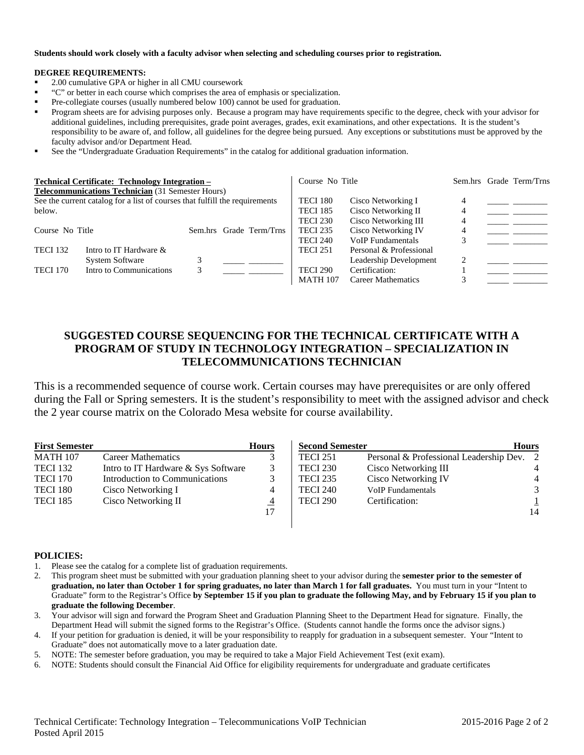**Students should work closely with a faculty advisor when selecting and scheduling courses prior to registration.**

**DEGREE REQUIREMENTS:**

- 2.00 cumulative GPA or higher in all CMU coursework
- "C" or better in each course which comprises the area of emphasis or specialization.
- Pre-collegiate courses (usually numbered below 100) cannot be used for graduation.
- Program sheets are for advising purposes only. Because a program may have requirements specific to the degree, check with your advisor for additional guidelines, including prerequisites, grade point averages, grades, exit examinations, and other expectations. It is the student's responsibility to be aware of, and follow, all guidelines for the degree being pursued. Any exceptions or substitutions must be approved by the faculty advisor and/or Department Head.
- See the "Undergraduate Graduation Requirements" in the catalog for additional graduation information.

**Technical Certificate: Technology Integration – Telecommunications Technician** (31 Semester Hours)

See the current catalog for a list of courses that fulfill the requirements below.

| Course No | Title | Sem.hrs | Grade | Term/Trns |
|---|---|---|---|---|
| TECI 132 | Intro to IT Hardware & System Software | 3 | _____ | ________ |
| TECI 170 | Intro to Communications | 3 | _____ | ________ |
| TECI 180 | Cisco Networking I | 4 | _____ | ________ |
| TECI 185 | Cisco Networking II | 4 | _____ | ________ |
| TECI 230 | Cisco Networking III | 4 | _____ | ________ |
| TECI 235 | Cisco Networking IV | 4 | _____ | ________ |
| TECI 240 | VoIP Fundamentals | 3 | _____ | ________ |
| TECI 251 | Personal & Professional Leadership Development | 2 | _____ | ________ |
| TECI 290 | Certification: | 1 | _____ | ________ |
| MATH 107 | Career Mathematics | 3 | _____ | ________ |

## SUGGESTED COURSE SEQUENCING FOR THE TECHNICAL CERTIFICATE WITH A PROGRAM OF STUDY IN TECHNOLOGY INTEGRATION – SPECIALIZATION IN TELECOMMUNICATIONS TECHNICIAN

This is a recommended sequence of course work. Certain courses may have prerequisites or are only offered during the Fall or Spring semesters. It is the student's responsibility to meet with the assigned advisor and check the 2 year course matrix on the Colorado Mesa website for course availability.

| First Semester | | Hours |
|---|---|---|
| MATH 107 | Career Mathematics | 3 |
| TECI 132 | Intro to IT Hardware & Sys Software | 3 |
| TECI 170 | Introduction to Communications | 3 |
| TECI 180 | Cisco Networking I | 4 |
| TECI 185 | Cisco Networking II | 4 |
| | | 17 |

| Second Semester | | Hours |
|---|---|---|
| TECI 251 | Personal & Professional Leadership Dev. | 2 |
| TECI 230 | Cisco Networking III | 4 |
| TECI 235 | Cisco Networking IV | 4 |
| TECI 240 | VoIP Fundamentals | 3 |
| TECI 290 | Certification: | 1 |
| | | 14 |

**POLICIES:**

1. Please see the catalog for a complete list of graduation requirements.
2. This program sheet must be submitted with your graduation planning sheet to your advisor during the **semester prior to the semester of graduation, no later than October 1 for spring graduates, no later than March 1 for fall graduates.** You must turn in your "Intent to Graduate" form to the Registrar's Office **by September 15 if you plan to graduate the following May, and by February 15 if you plan to graduate the following December**.
3. Your advisor will sign and forward the Program Sheet and Graduation Planning Sheet to the Department Head for signature. Finally, the Department Head will submit the signed forms to the Registrar's Office. (Students cannot handle the forms once the advisor signs.)
4. If your petition for graduation is denied, it will be your responsibility to reapply for graduation in a subsequent semester. Your "Intent to Graduate" does not automatically move to a later graduation date.
5. NOTE: The semester before graduation, you may be required to take a Major Field Achievement Test (exit exam).
6. NOTE: Students should consult the Financial Aid Office for eligibility requirements for undergraduate and graduate certificates

Technical Certificate: Technology Integration – Telecommunications VoIP Technician
Posted April 2015